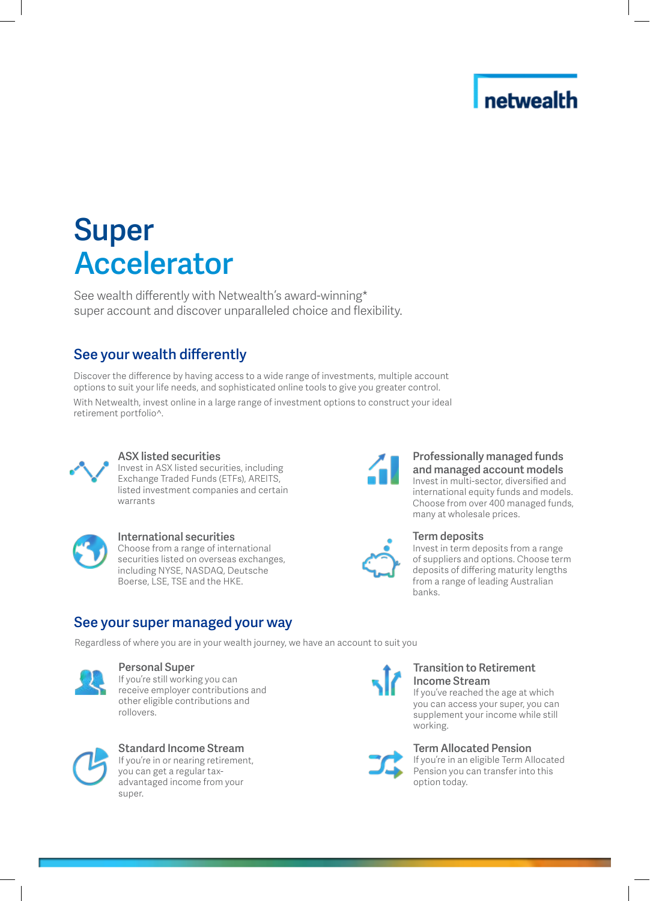netwealth

# Super Accelerator

See wealth differently with Netwealth's award-winning* super account and discover unparalleled choice and flexibility.

## See your wealth differently

Discover the difference by having access to a wide range of investments, multiple account options to suit your life needs, and sophisticated online tools to give you greater control.

With Netwealth, invest online in a large range of investment options to construct your ideal retirement portfolio^.

### ASX listed securities

Invest in ASX listed securities, including Exchange Traded Funds (ETFs), AREITS, listed investment companies and certain warrants

### International securities

Choose from a range of international securities listed on overseas exchanges, including NYSE, NASDAQ, Deutsche Boerse, LSE, TSE and the HKE.

### Professionally managed funds and managed account models

Invest in multi-sector, diversified and international equity funds and models. Choose from over 400 managed funds, many at wholesale prices.

### Term deposits

Invest in term deposits from a range of suppliers and options. Choose term deposits of differing maturity lengths from a range of leading Australian banks.

## See your super managed your way

Regardless of where you are in your wealth journey, we have an account to suit you

### Personal Super

If you're still working you can receive employer contributions and other eligible contributions and rollovers.

### Standard Income Stream

If you're in or nearing retirement, you can get a regular tax-advantaged income from your super.

### Transition to Retirement Income Stream

If you've reached the age at which you can access your super, you can supplement your income while still working.

### Term Allocated Pension

If you're in an eligible Term Allocated Pension you can transfer into this option today.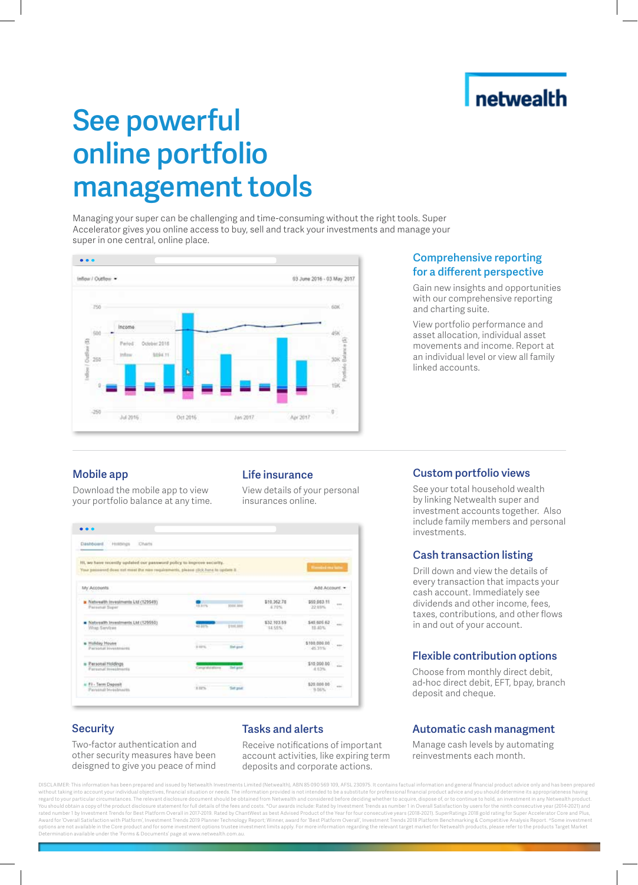netwealth

# See powerful online portfolio management tools

Managing your super can be challenging and time-consuming without the right tools. Super Accelerator gives you online access to buy, sell and track your investments and manage your super in one central, online place.

Inflow / Outflow
03 June 2016 - 03 May 2017
750
500
250
0
-250
60K
45K
30K
15K
0
Inflow / Outflow ($)
Portfolio Balance ($)
Income
Period October 2016
Inflow $694.11
Jul 2016
Oct 2016
Jan 2017
Apr 2017

### Comprehensive reporting for a different perspective

Gain new insights and opportunities with our comprehensive reporting and charting suite.

View portfolio performance and asset allocation, individual asset movements and income. Report at an individual level or view all family linked accounts.

### Mobile app

Download the mobile app to view your portfolio balance at any time.

### Life insurance

View details of your personal insurances online.

### Custom portfolio views

See your total household wealth by linking Netwealth super and investment accounts together. Also include family members and personal investments.

### Cash transaction listing

Drill down and view the details of every transaction that impacts your cash account. Immediately see dividends and other income, fees, taxes, contributions, and other flows in and out of your account.

### Flexible contribution options

Choose from monthly direct debit, ad-hoc direct debit, EFT, bpay, branch deposit and cheque.

### Security

Two-factor authentication and other security measures have been deisgned to give you peace of mind

### Tasks and alerts

Receive notifications of important account activities, like expiring term deposits and corporate actions.

### Automatic cash managment

Manage cash levels by automating reinvestments each month.

DISCLAIMER: This information has been prepared and issued by Netwealth Investments Limited (Netwealth), ABN 85 090 569 109, AFSL 230975. It contains factual information and general financial product advice only and has been prepared without taking into account your individual objectives, financial situation or needs. The information provided is not intended to be a substitute for professional financial product advice and you should determine its appropriateness having regard to your particular circumstances. The relevant disclosure document should be obtained from Netwealth and considered before deciding whether to acquire, dispose of, or to continue to hold, an investment in any Netwealth product. You should obtain a copy of the product disclosure statement for full details of the fees and costs. *Our awards include: Rated by Investment Trends as number 1 in Overall Satisfaction by users for the ninth consecutive year (2014-2021) and rated number 1 by Investment Trends for Best Platform Overall in 2017-2019. Rated by ChantWest as best Advised Product of the Year for four consecutive years (2018-2021). SuperRatings 2018 gold rating for Super Accelerator Core and Plus, Award for 'Overall Satisfaction with Platform', Investment Trends 2019 Planner Technology Report; Winner, award for 'Best Platform Overall', Investment Trends 2018 Platform Benchmarking & Competitive Analysis Report. ^Some investment options are not available in the Core product and for some investment options trustee investment limits apply. For more information regarding the relevant target market for Netwealth products, please refer to the products Target Market Determination available under the 'Forms & Documents' page at www.netwealth.com.au.